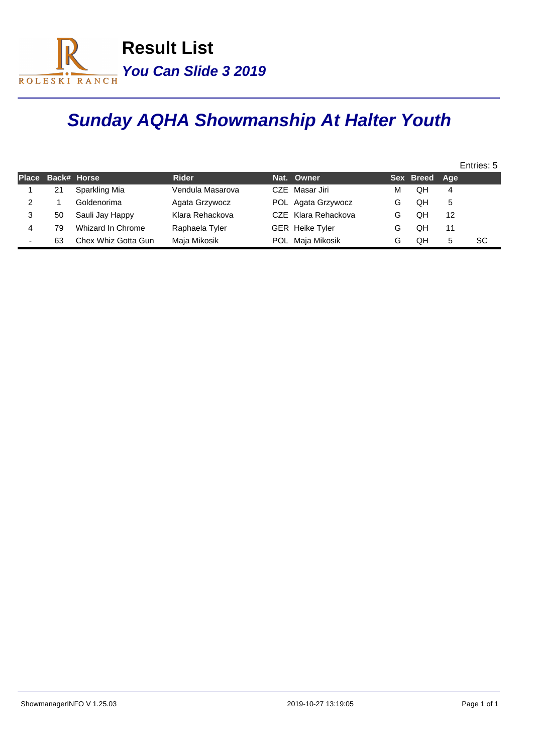# Result List

***You Can Slide 3 2019***

## ***Sunday AQHA Showmanship At Halter Youth***

Entries: 5

| Place | Back# | Horse | Rider | Nat. | Owner | Sex | Breed | Age | |
|---|---|---|---|---|---|---|---|---|---|
| 1 | 21 | Sparkling Mia | Vendula Masarova | CZE | Masar Jiri | M | QH | 4 | |
| 2 | 1 | Goldenorima | Agata Grzywocz | POL | Agata Grzywocz | G | QH | 5 | |
| 3 | 50 | Sauli Jay Happy | Klara Rehackova | CZE | Klara Rehackova | G | QH | 12 | |
| 4 | 79 | Whizard In Chrome | Raphaela Tyler | GER | Heike Tyler | G | QH | 11 | |
| - | 63 | Chex Whiz Gotta Gun | Maja Mikosik | POL | Maja Mikosik | G | QH | 5 | SC |

ShowmanagerINFO V 1.25.03 2019-10-27 13:19:05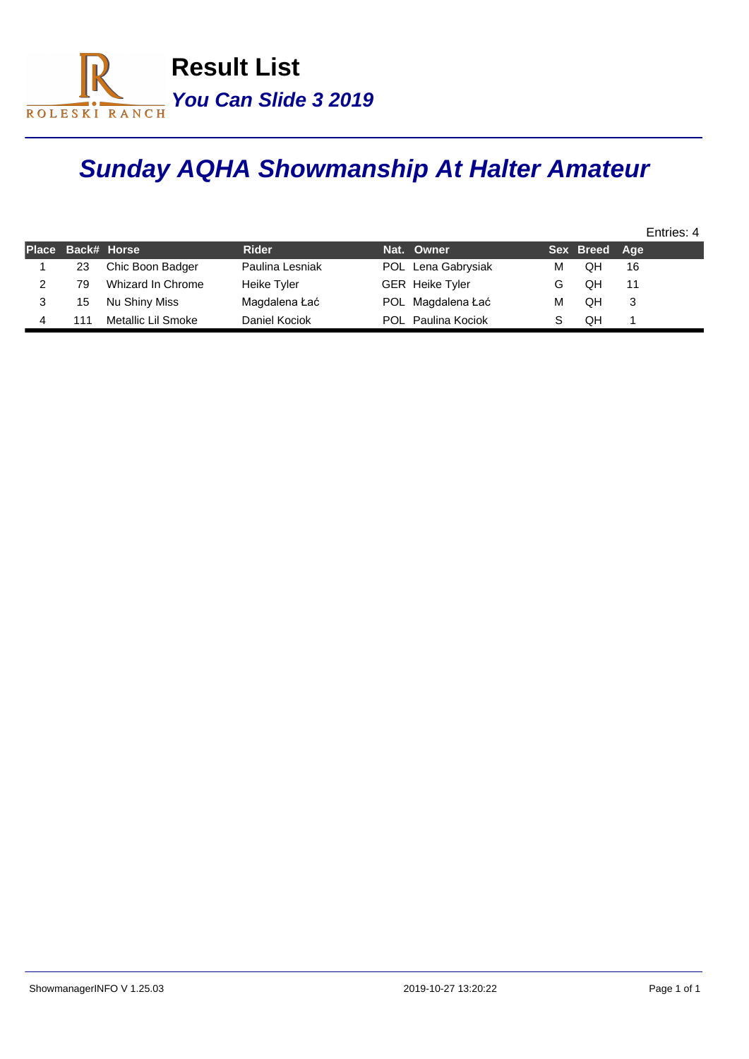# Result List

***You Can Slide 3 2019***

## ***Sunday AQHA Showmanship At Halter Amateur***

Entries: 4

| Place | Back# | Horse | Rider | Nat. | Owner | Sex | Breed | Age |
|---|---|---|---|---|---|---|---|---|
| 1 | 23 | Chic Boon Badger | Paulina Lesniak | POL | Lena Gabrysiak | M | QH | 16 |
| 2 | 79 | Whizard In Chrome | Heike Tyler | GER | Heike Tyler | G | QH | 11 |
| 3 | 15 | Nu Shiny Miss | Magdalena Łać | POL | Magdalena Łać | M | QH | 3 |
| 4 | 111 | Metallic Lil Smoke | Daniel Kociok | POL | Paulina Kociok | S | QH | 1 |

ShowmanagerINFO V 1.25.03 2019-10-27 13:20:22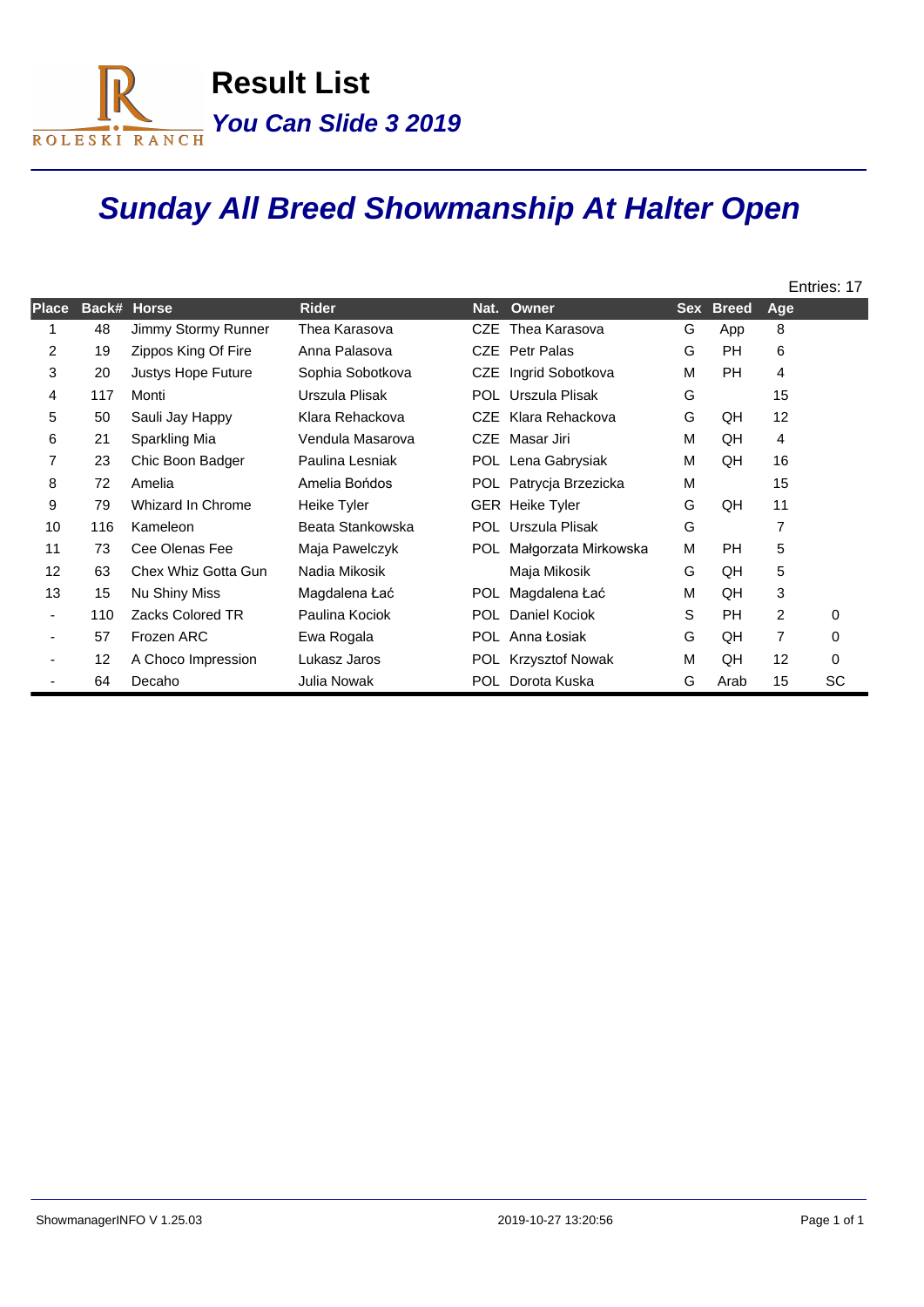# Result List

***You Can Slide 3 2019***

## *Sunday All Breed Showmanship At Halter Open*

Entries: 17

| Place | Back# | Horse | Rider | Nat. | Owner | Sex | Breed | Age | |
|---|---|---|---|---|---|---|---|---|---|
| 1 | 48 | Jimmy Stormy Runner | Thea Karasova | CZE | Thea Karasova | G | App | 8 | |
| 2 | 19 | Zippos King Of Fire | Anna Palasova | CZE | Petr Palas | G | PH | 6 | |
| 3 | 20 | Justys Hope Future | Sophia Sobotkova | CZE | Ingrid Sobotkova | M | PH | 4 | |
| 4 | 117 | Monti | Urszula Plisak | POL | Urszula Plisak | G | | 15 | |
| 5 | 50 | Sauli Jay Happy | Klara Rehackova | CZE | Klara Rehackova | G | QH | 12 | |
| 6 | 21 | Sparkling Mia | Vendula Masarova | CZE | Masar Jiri | M | QH | 4 | |
| 7 | 23 | Chic Boon Badger | Paulina Lesniak | POL | Lena Gabrysiak | M | QH | 16 | |
| 8 | 72 | Amelia | Amelia Bończos | POL | Patrycja Brzezicka | M | | 15 | |
| 9 | 79 | Whizard In Chrome | Heike Tyler | GER | Heike Tyler | G | QH | 11 | |
| 10 | 116 | Kameleon | Beata Stankowska | POL | Urszula Plisak | G | | 7 | |
| 11 | 73 | Cee Olenas Fee | Maja Pawelczyk | POL | Małgorzata Mirkowska | M | PH | 5 | |
| 12 | 63 | Chex Whiz Gotta Gun | Nadia Mikosik | | Maja Mikosik | G | QH | 5 | |
| 13 | 15 | Nu Shiny Miss | Magdalena Łać | POL | Magdalena Łać | M | QH | 3 | |
| - | 110 | Zacks Colored TR | Paulina Kociok | POL | Daniel Kociok | S | PH | 2 | 0 |
| - | 57 | Frozen ARC | Ewa Rogala | POL | Anna Łosiak | G | QH | 7 | 0 |
| - | 12 | A Choco Impression | Lukasz Jaros | POL | Krzysztof Nowak | M | QH | 12 | 0 |
| - | 64 | Decaho | Julia Nowak | POL | Dorota Kuska | G | Arab | 15 | SC |

ShowmanagerINFO V 1.25.03 2019-10-27 13:20:56